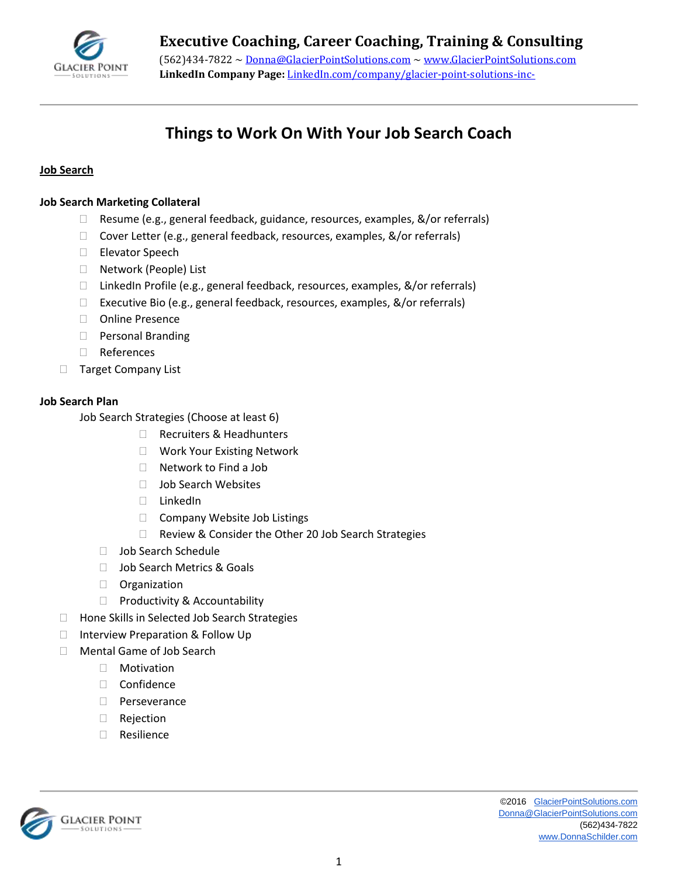**Executive Coaching, Career Coaching, Training & Consulting**
(562)434-7822 ~ Donna@GlacierPointSolutions.com ~ www.GlacierPointSolutions.com
**LinkedIn Company Page:** LinkedIn.com/company/glacier-point-solutions-inc-

# Things to Work On With Your Job Search Coach

**Job Search**

**Job Search Marketing Collateral**

- ☐ Resume (e.g., general feedback, guidance, resources, examples, &/or referrals)
- ☐ Cover Letter (e.g., general feedback, resources, examples, &/or referrals)
- ☐ Elevator Speech
- ☐ Network (People) List
- ☐ LinkedIn Profile (e.g., general feedback, resources, examples, &/or referrals)
- ☐ Executive Bio (e.g., general feedback, resources, examples, &/or referrals)
- ☐ Online Presence
- ☐ Personal Branding
- ☐ References

☐ Target Company List

**Job Search Plan**

Job Search Strategies (Choose at least 6)

- ☐ Recruiters & Headhunters
- ☐ Work Your Existing Network
- ☐ Network to Find a Job
- ☐ Job Search Websites
- ☐ LinkedIn
- ☐ Company Website Job Listings
- ☐ Review & Consider the Other 20 Job Search Strategies

- ☐ Job Search Schedule
- ☐ Job Search Metrics & Goals
- ☐ Organization
- ☐ Productivity & Accountability

☐ Hone Skills in Selected Job Search Strategies

☐ Interview Preparation & Follow Up

☐ Mental Game of Job Search

- ☐ Motivation
- ☐ Confidence
- ☐ Perseverance
- ☐ Rejection
- ☐ Resilience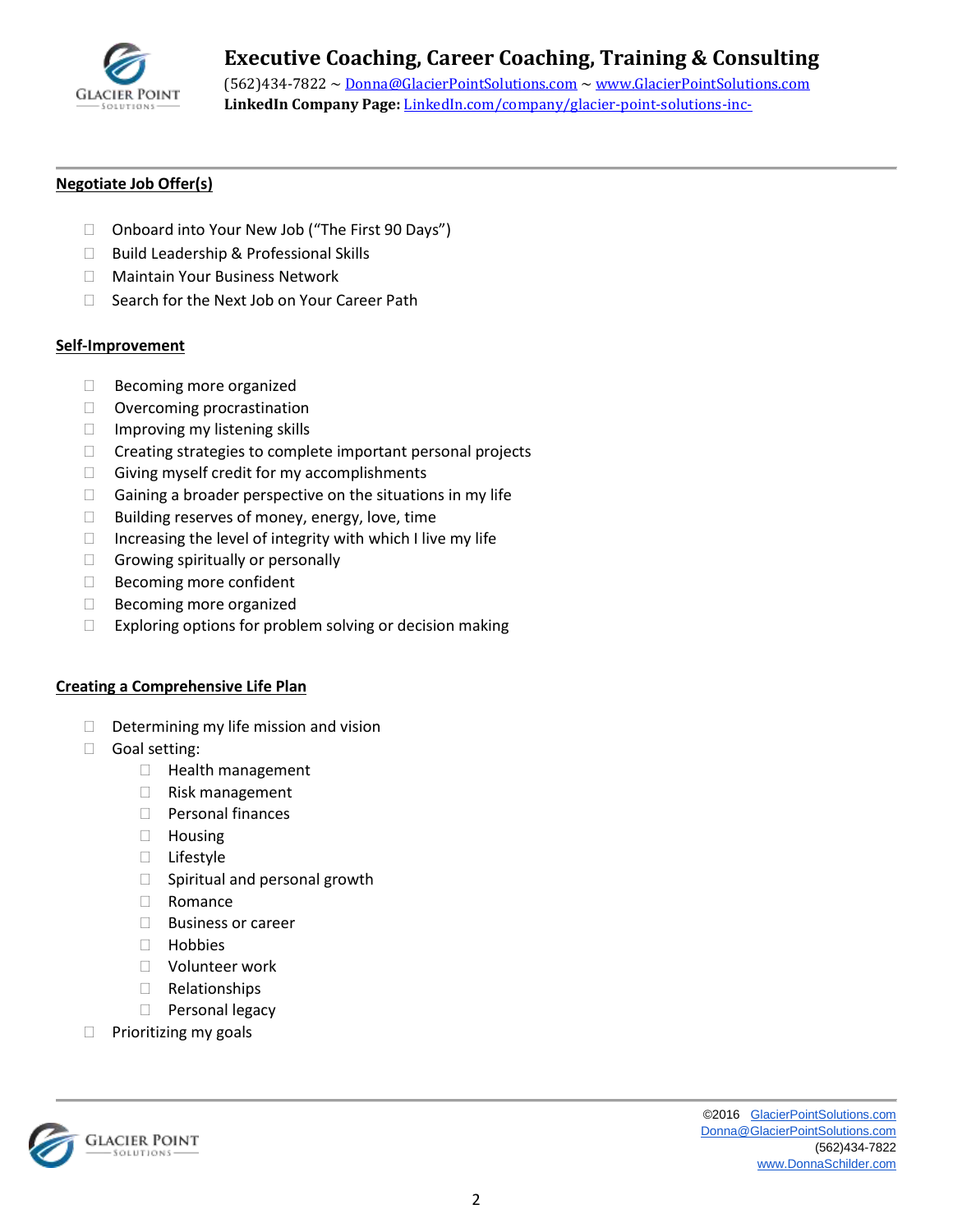**Negotiate Job Offer(s)**

- ☐ Onboard into Your New Job ("The First 90 Days")
- ☐ Build Leadership & Professional Skills
- ☐ Maintain Your Business Network
- ☐ Search for the Next Job on Your Career Path

**Self-Improvement**

- ☐ Becoming more organized
- ☐ Overcoming procrastination
- ☐ Improving my listening skills
- ☐ Creating strategies to complete important personal projects
- ☐ Giving myself credit for my accomplishments
- ☐ Gaining a broader perspective on the situations in my life
- ☐ Building reserves of money, energy, love, time
- ☐ Increasing the level of integrity with which I live my life
- ☐ Growing spiritually or personally
- ☐ Becoming more confident
- ☐ Becoming more organized
- ☐ Exploring options for problem solving or decision making

**Creating a Comprehensive Life Plan**

- ☐ Determining my life mission and vision
- ☐ Goal setting:
  - ☐ Health management
  - ☐ Risk management
  - ☐ Personal finances
  - ☐ Housing
  - ☐ Lifestyle
  - ☐ Spiritual and personal growth
  - ☐ Romance
  - ☐ Business or career
  - ☐ Hobbies
  - ☐ Volunteer work
  - ☐ Relationships
  - ☐ Personal legacy
- ☐ Prioritizing my goals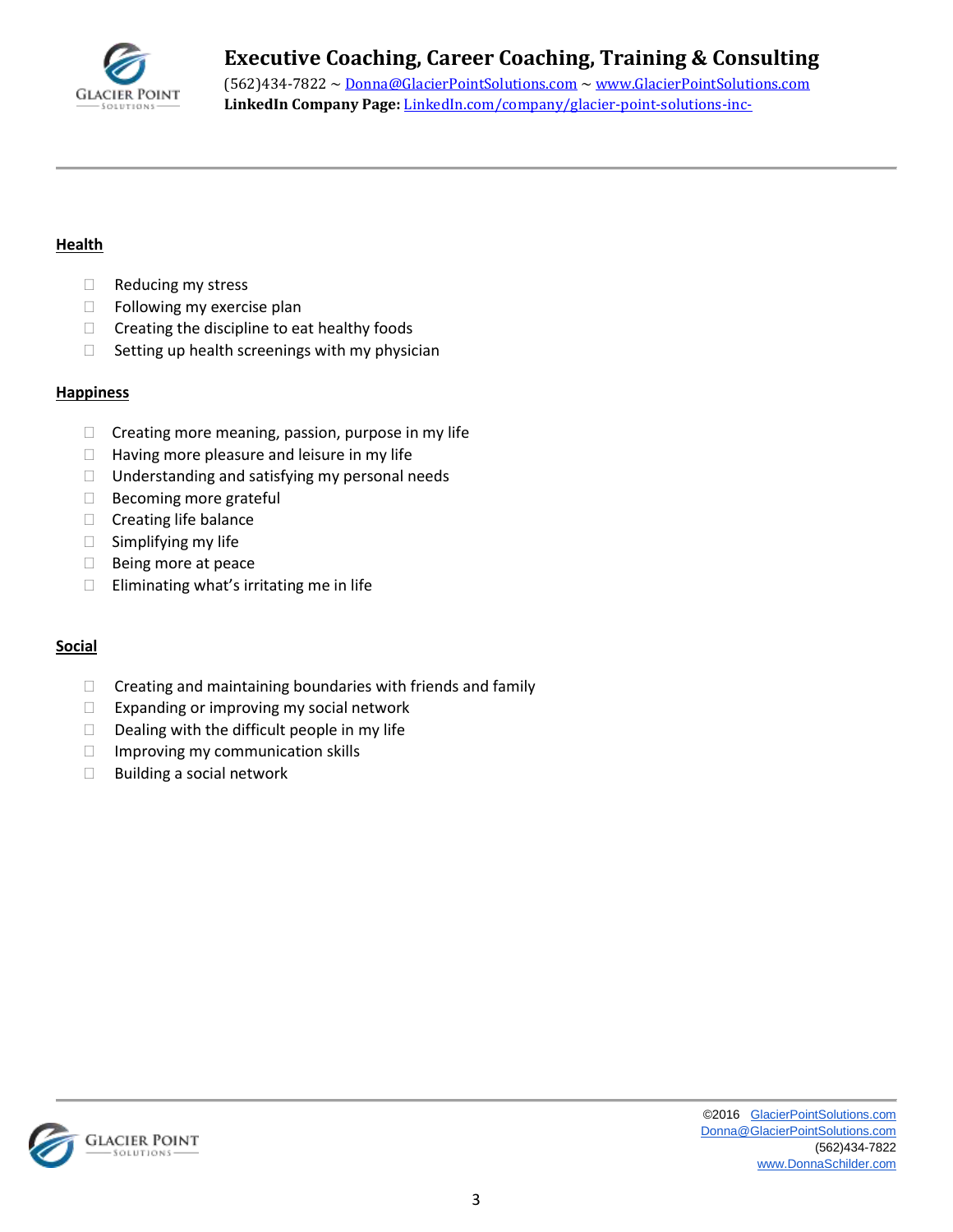**Health**

- ☐ Reducing my stress
- ☐ Following my exercise plan
- ☐ Creating the discipline to eat healthy foods
- ☐ Setting up health screenings with my physician

**Happiness**

- ☐ Creating more meaning, passion, purpose in my life
- ☐ Having more pleasure and leisure in my life
- ☐ Understanding and satisfying my personal needs
- ☐ Becoming more grateful
- ☐ Creating life balance
- ☐ Simplifying my life
- ☐ Being more at peace
- ☐ Eliminating what's irritating me in life

**Social**

- ☐ Creating and maintaining boundaries with friends and family
- ☐ Expanding or improving my social network
- ☐ Dealing with the difficult people in my life
- ☐ Improving my communication skills
- ☐ Building a social network